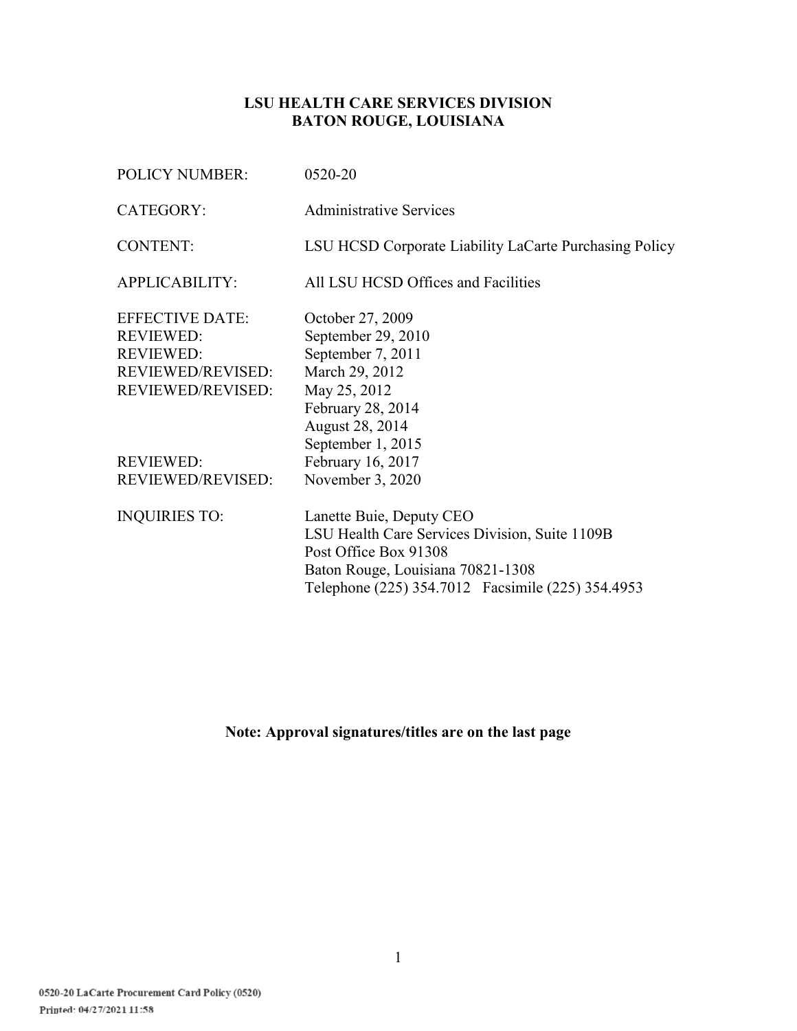**LSU HEALTH CARE SERVICES DIVISION**
**BATON ROUGE, LOUISIANA**

| | |
|---|---|
| POLICY NUMBER: | 0520-20 |
| CATEGORY: | Administrative Services |
| CONTENT: | LSU HCSD Corporate Liability LaCarte Purchasing Policy |
| APPLICABILITY: | All LSU HCSD Offices and Facilities |
| EFFECTIVE DATE: | October 27, 2009 |
| REVIEWED: | September 29, 2010 |
| REVIEWED: | September 7, 2011 |
| REVIEWED/REVISED: | March 29, 2012 |
| REVIEWED/REVISED: | May 25, 2012 |
| | February 28, 2014 |
| | August 28, 2014 |
| | September 1, 2015 |
| REVIEWED: | February 16, 2017 |
| REVIEWED/REVISED: | November 3, 2020 |
| INQUIRIES TO: | Lanette Buie, Deputy CEO<br>LSU Health Care Services Division, Suite 1109B<br>Post Office Box 91308<br>Baton Rouge, Louisiana 70821-1308<br>Telephone (225) 354.7012 Facsimile (225) 354.4953 |

**Note: Approval signatures/titles are on the last page**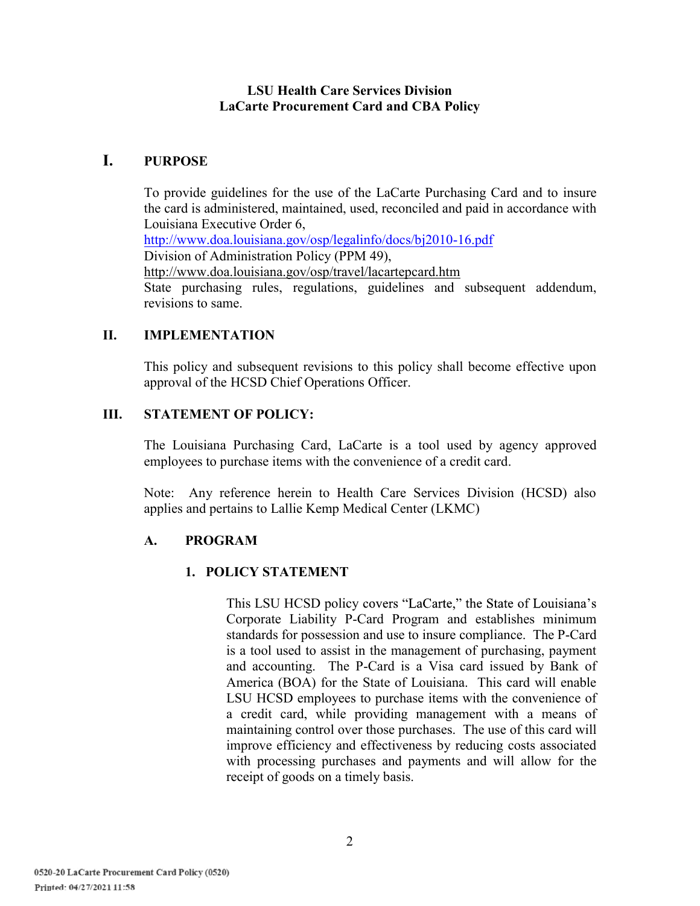**LSU Health Care Services Division**
**LaCarte Procurement Card and CBA Policy**

## I. PURPOSE

To provide guidelines for the use of the LaCarte Purchasing Card and to insure the card is administered, maintained, used, reconciled and paid in accordance with Louisiana Executive Order 6,
http://www.doa.louisiana.gov/osp/legalinfo/docs/bj2010-16.pdf
Division of Administration Policy (PPM 49),
http://www.doa.louisiana.gov/osp/travel/lacartepcard.htm
State purchasing rules, regulations, guidelines and subsequent addendum, revisions to same.

## II. IMPLEMENTATION

This policy and subsequent revisions to this policy shall become effective upon approval of the HCSD Chief Operations Officer.

## III. STATEMENT OF POLICY:

The Louisiana Purchasing Card, LaCarte is a tool used by agency approved employees to purchase items with the convenience of a credit card.

Note: Any reference herein to Health Care Services Division (HCSD) also applies and pertains to Lallie Kemp Medical Center (LKMC)

### A. PROGRAM

#### 1. POLICY STATEMENT

This LSU HCSD policy covers "LaCarte," the State of Louisiana's Corporate Liability P-Card Program and establishes minimum standards for possession and use to insure compliance. The P-Card is a tool used to assist in the management of purchasing, payment and accounting. The P-Card is a Visa card issued by Bank of America (BOA) for the State of Louisiana. This card will enable LSU HCSD employees to purchase items with the convenience of a credit card, while providing management with a means of maintaining control over those purchases. The use of this card will improve efficiency and effectiveness by reducing costs associated with processing purchases and payments and will allow for the receipt of goods on a timely basis.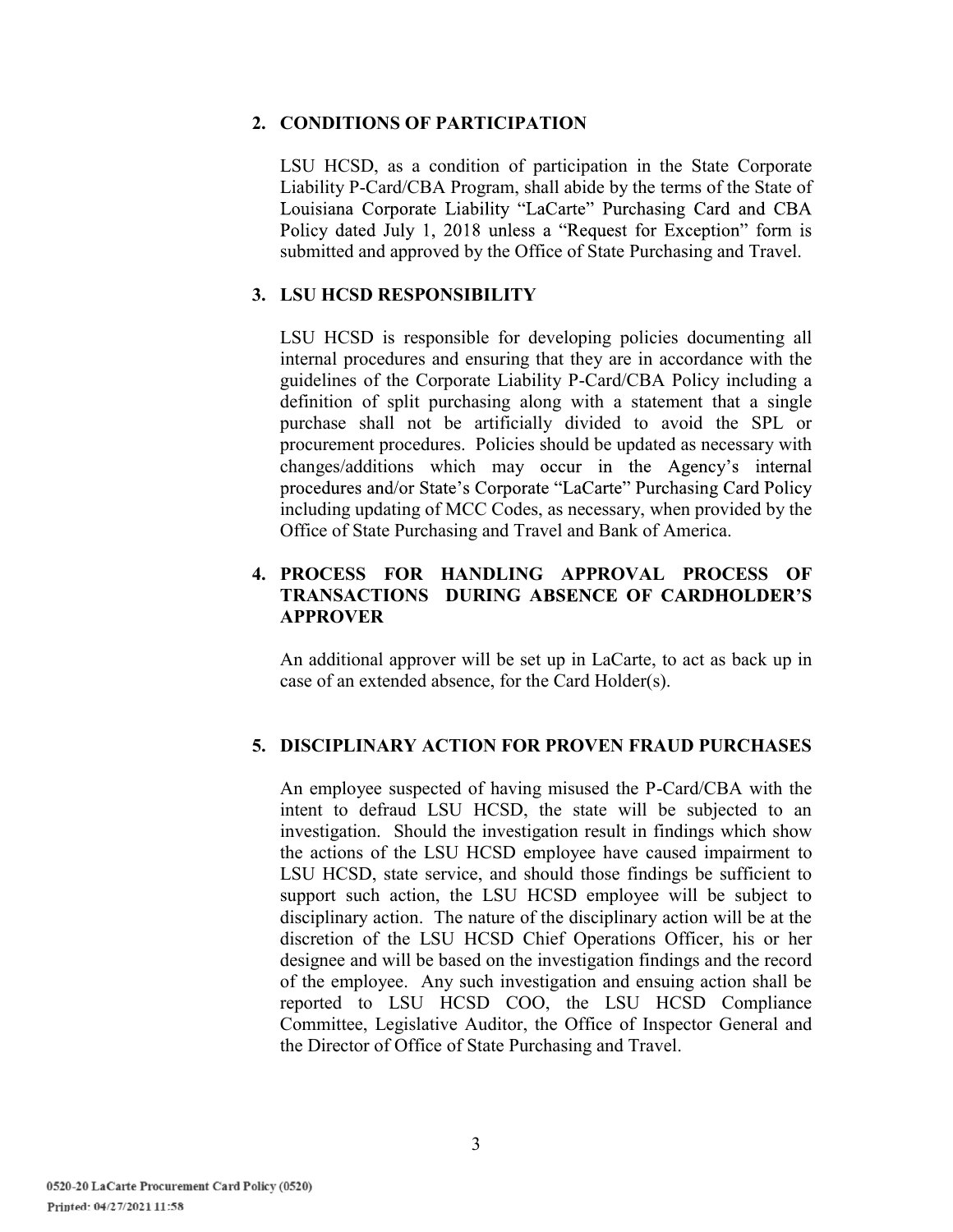## 2. CONDITIONS OF PARTICIPATION

LSU HCSD, as a condition of participation in the State Corporate Liability P-Card/CBA Program, shall abide by the terms of the State of Louisiana Corporate Liability "LaCarte" Purchasing Card and CBA Policy dated July 1, 2018 unless a "Request for Exception" form is submitted and approved by the Office of State Purchasing and Travel.

## 3. LSU HCSD RESPONSIBILITY

LSU HCSD is responsible for developing policies documenting all internal procedures and ensuring that they are in accordance with the guidelines of the Corporate Liability P-Card/CBA Policy including a definition of split purchasing along with a statement that a single purchase shall not be artificially divided to avoid the SPL or procurement procedures. Policies should be updated as necessary with changes/additions which may occur in the Agency's internal procedures and/or State's Corporate "LaCarte" Purchasing Card Policy including updating of MCC Codes, as necessary, when provided by the Office of State Purchasing and Travel and Bank of America.

## 4. PROCESS FOR HANDLING APPROVAL PROCESS OF TRANSACTIONS DURING ABSENCE OF CARDHOLDER'S APPROVER

An additional approver will be set up in LaCarte, to act as back up in case of an extended absence, for the Card Holder(s).

## 5. DISCIPLINARY ACTION FOR PROVEN FRAUD PURCHASES

An employee suspected of having misused the P-Card/CBA with the intent to defraud LSU HCSD, the state will be subjected to an investigation. Should the investigation result in findings which show the actions of the LSU HCSD employee have caused impairment to LSU HCSD, state service, and should those findings be sufficient to support such action, the LSU HCSD employee will be subject to disciplinary action. The nature of the disciplinary action will be at the discretion of the LSU HCSD Chief Operations Officer, his or her designee and will be based on the investigation findings and the record of the employee. Any such investigation and ensuing action shall be reported to LSU HCSD COO, the LSU HCSD Compliance Committee, Legislative Auditor, the Office of Inspector General and the Director of Office of State Purchasing and Travel.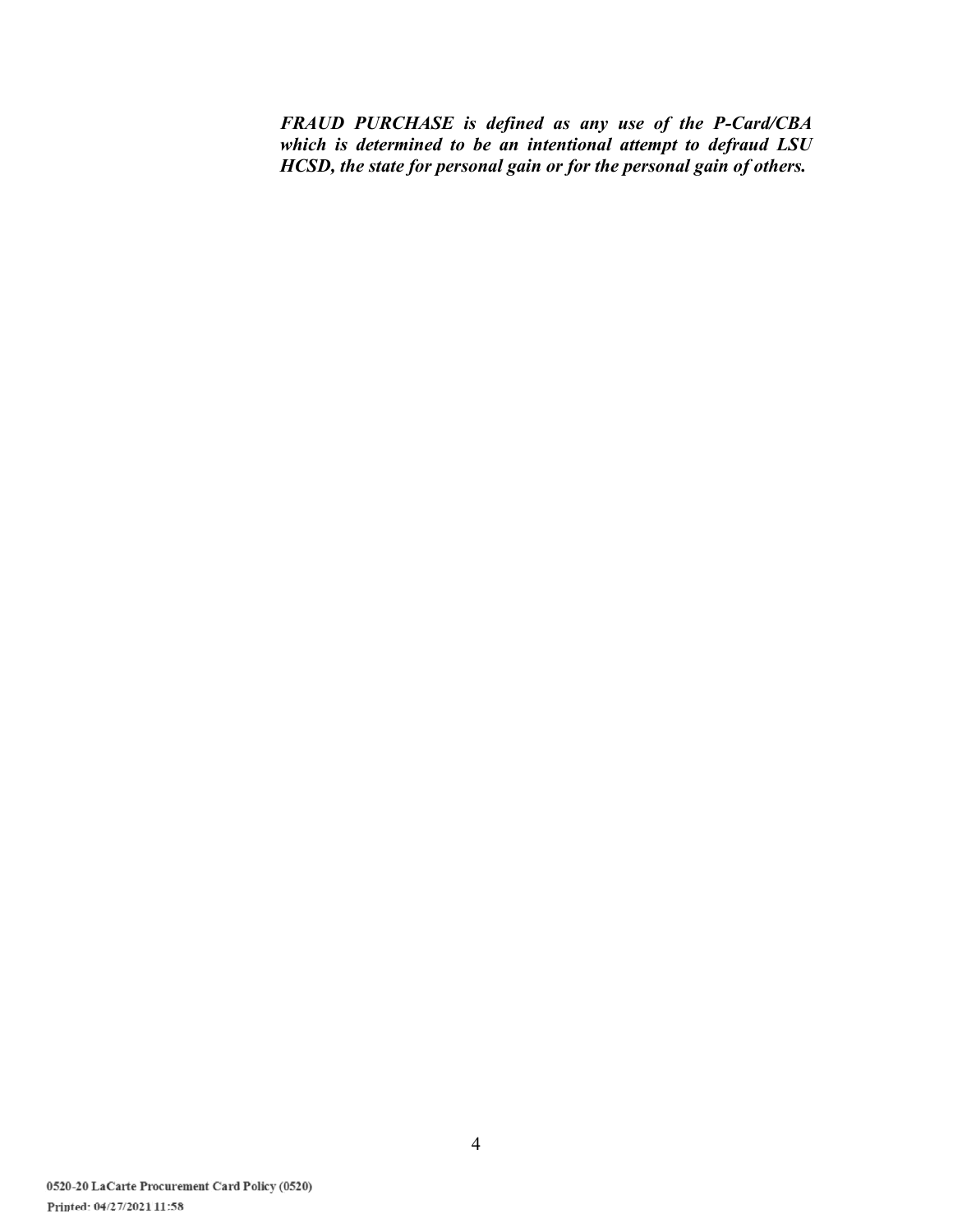***FRAUD PURCHASE is defined as any use of the P-Card/CBA which is determined to be an intentional attempt to defraud LSU HCSD, the state for personal gain or for the personal gain of others.***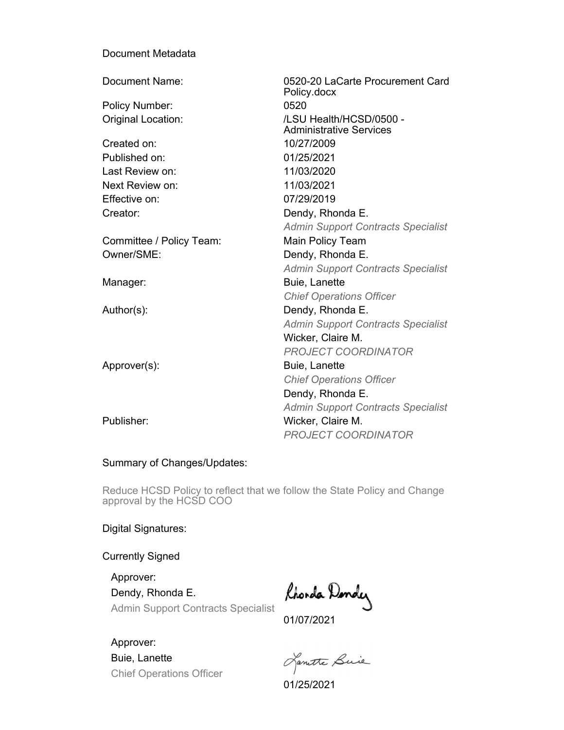Document Metadata

| | |
|---|---|
| Document Name: | 0520-20 LaCarte Procurement Card Policy.docx |
| Policy Number: | 0520 |
| Original Location: | /LSU Health/HCSD/0500 - Administrative Services |
| Created on: | 10/27/2009 |
| Published on: | 01/25/2021 |
| Last Review on: | 11/03/2020 |
| Next Review on: | 11/03/2021 |
| Effective on: | 07/29/2019 |
| Creator: | Dendy, Rhonda E. *Admin Support Contracts Specialist* |
| Committee / Policy Team: | Main Policy Team |
| Owner/SME: | Dendy, Rhonda E. *Admin Support Contracts Specialist* |
| Manager: | Buie, Lanette *Chief Operations Officer* |
| Author(s): | Dendy, Rhonda E. *Admin Support Contracts Specialist* Wicker, Claire M. *PROJECT COORDINATOR* |
| Approver(s): | Buie, Lanette *Chief Operations Officer* Dendy, Rhonda E. *Admin Support Contracts Specialist* |
| Publisher: | Wicker, Claire M. *PROJECT COORDINATOR* |

Summary of Changes/Updates:

Reduce HCSD Policy to reflect that we follow the State Policy and Change approval by the HCSD COO

Digital Signatures:

Currently Signed

Approver:
Dendy, Rhonda E.
Admin Support Contracts Specialist

Rhonda Dendy
01/07/2021

Approver:
Buie, Lanette
Chief Operations Officer

Lanette Buie
01/25/2021